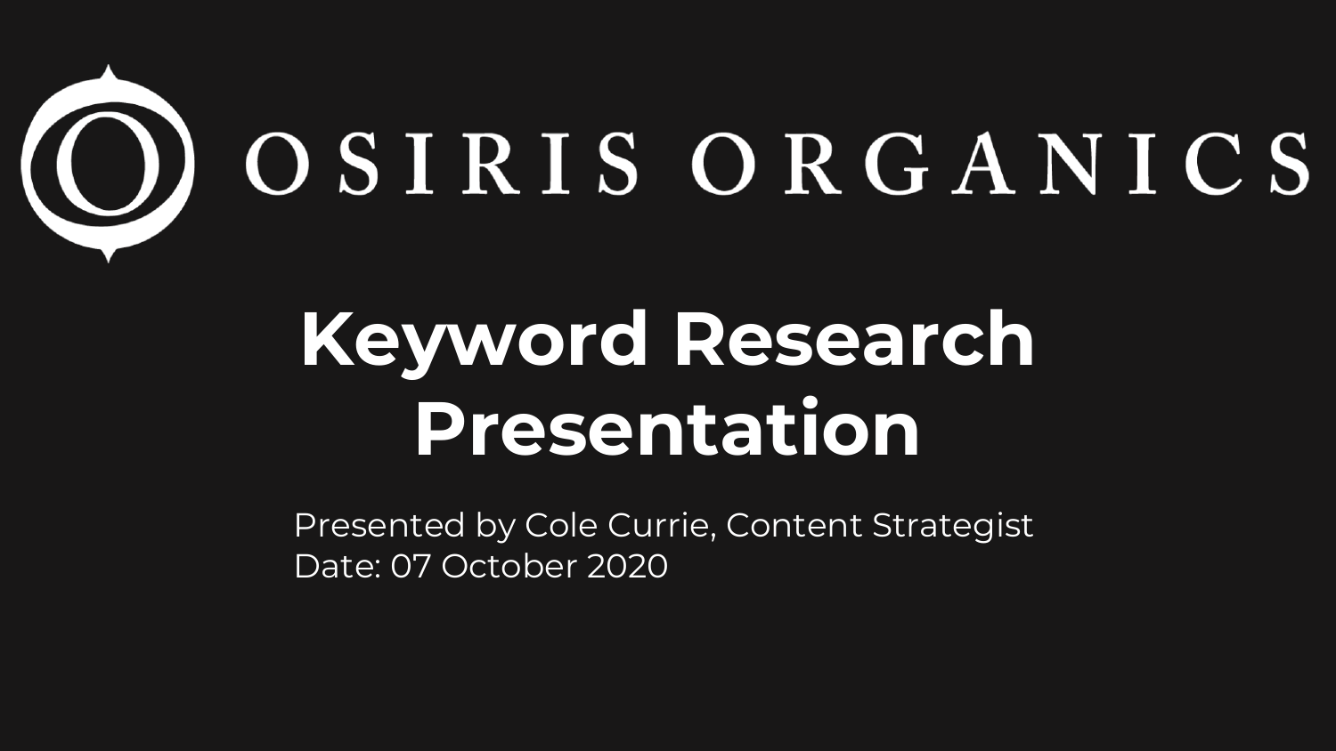OSIRIS ORGANICS

# Keyword Research Presentation

Presented by Cole Currie, Content Strategist
Date: 07 October 2020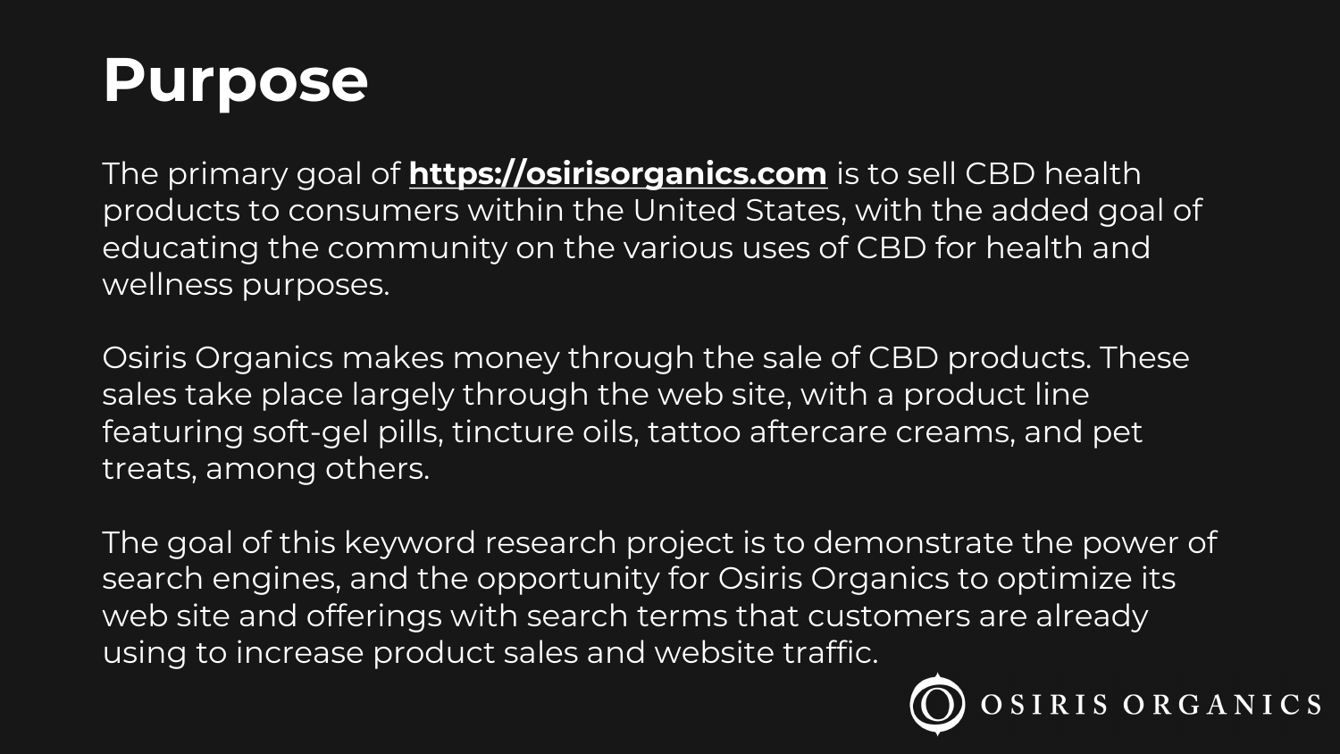# Purpose

The primary goal of **https://osirisorganics.com** is to sell CBD health products to consumers within the United States, with the added goal of educating the community on the various uses of CBD for health and wellness purposes.

Osiris Organics makes money through the sale of CBD products. These sales take place largely through the web site, with a product line featuring soft-gel pills, tincture oils, tattoo aftercare creams, and pet treats, among others.

The goal of this keyword research project is to demonstrate the power of search engines, and the opportunity for Osiris Organics to optimize its web site and offerings with search terms that customers are already using to increase product sales and website traffic.

OSIRIS ORGANICS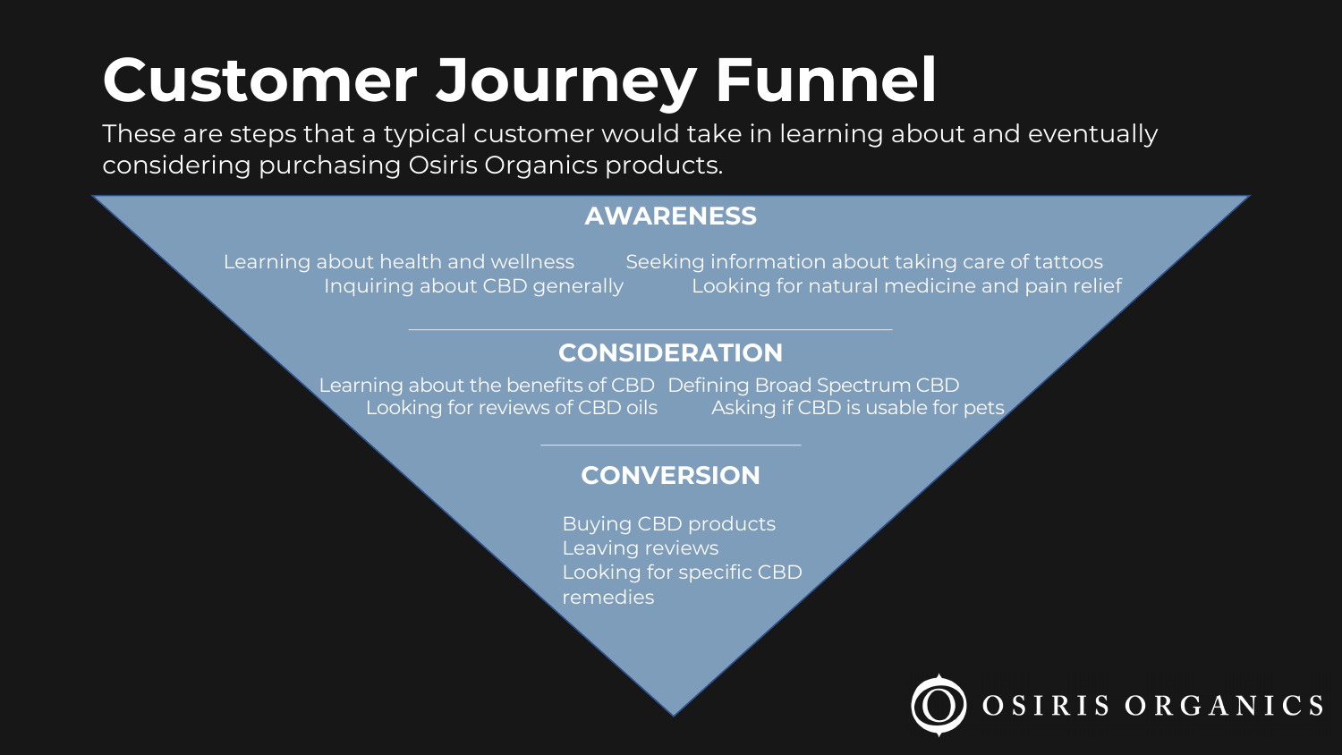# Customer Journey Funnel

These are steps that a typical customer would take in learning about and eventually considering purchasing Osiris Organics products.

## AWARENESS

- Learning about health and wellness
- Seeking information about taking care of tattoos
- Inquiring about CBD generally
- Looking for natural medicine and pain relief

## CONSIDERATION

- Learning about the benefits of CBD
- Defining Broad Spectrum CBD
- Looking for reviews of CBD oils
- Asking if CBD is usable for pets

## CONVERSION

- Buying CBD products
- Leaving reviews
- Looking for specific CBD remedies

OSIRIS ORGANICS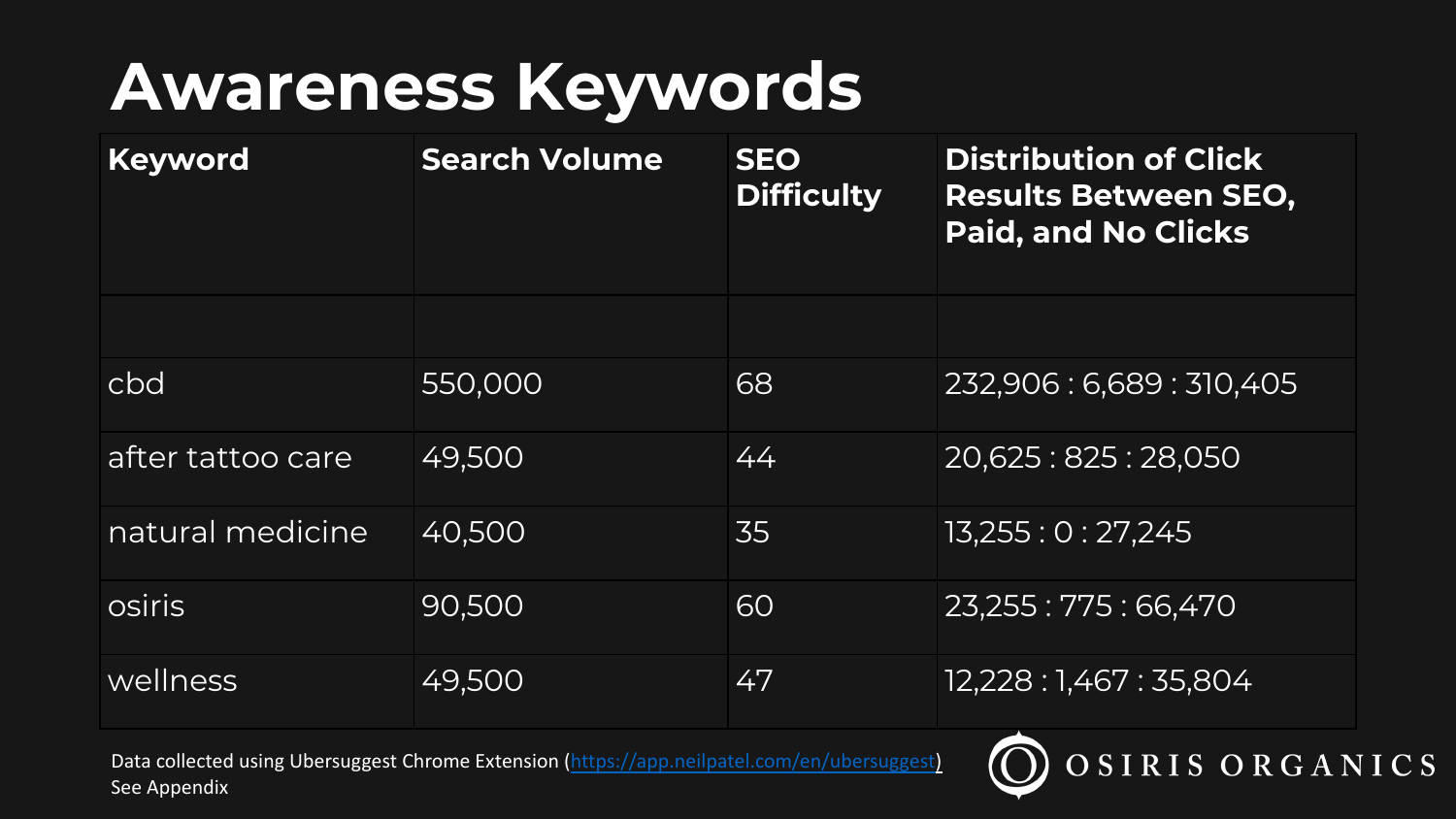# Awareness Keywords

| Keyword | Search Volume | SEO Difficulty | Distribution of Click Results Between SEO, Paid, and No Clicks |
|---|---|---|---|
| | | | |
| cbd | 550,000 | 68 | 232,906 : 6,689 : 310,405 |
| after tattoo care | 49,500 | 44 | 20,625 : 825 : 28,050 |
| natural medicine | 40,500 | 35 | 13,255 : 0 : 27,245 |
| osiris | 90,500 | 60 | 23,255 : 775 : 66,470 |
| wellness | 49,500 | 47 | 12,228 : 1,467 : 35,804 |

Data collected using Ubersuggest Chrome Extension (https://app.neilpatel.com/en/ubersuggest)
See Appendix

OSIRIS ORGANICS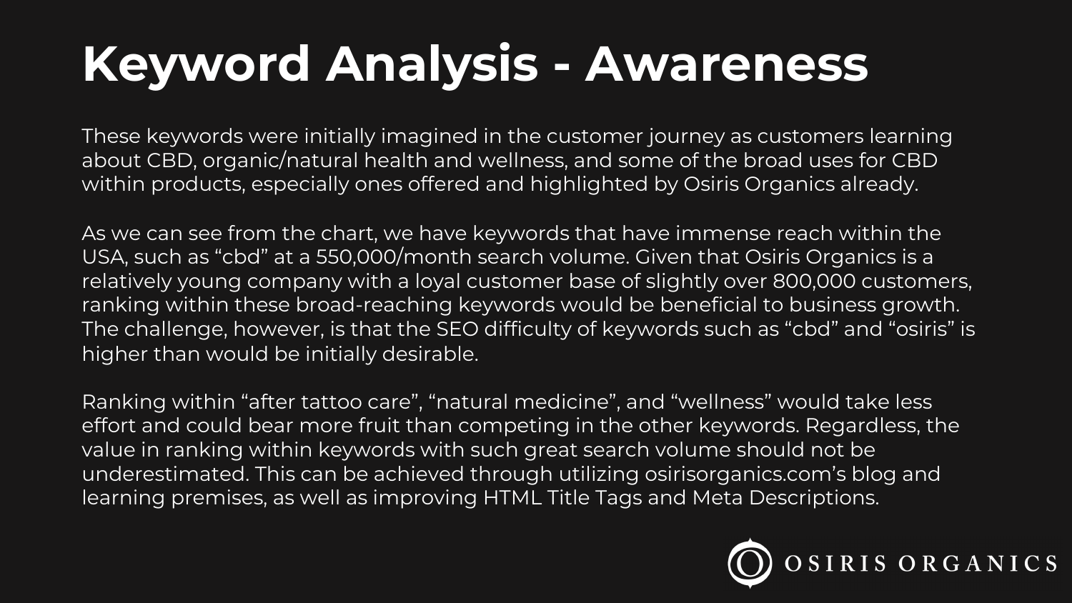# Keyword Analysis - Awareness

These keywords were initially imagined in the customer journey as customers learning about CBD, organic/natural health and wellness, and some of the broad uses for CBD within products, especially ones offered and highlighted by Osiris Organics already.

As we can see from the chart, we have keywords that have immense reach within the USA, such as "cbd" at a 550,000/month search volume. Given that Osiris Organics is a relatively young company with a loyal customer base of slightly over 800,000 customers, ranking within these broad-reaching keywords would be beneficial to business growth. The challenge, however, is that the SEO difficulty of keywords such as "cbd" and "osiris" is higher than would be initially desirable.

Ranking within "after tattoo care", "natural medicine", and "wellness" would take less effort and could bear more fruit than competing in the other keywords. Regardless, the value in ranking within keywords with such great search volume should not be underestimated. This can be achieved through utilizing osirisorganics.com's blog and learning premises, as well as improving HTML Title Tags and Meta Descriptions.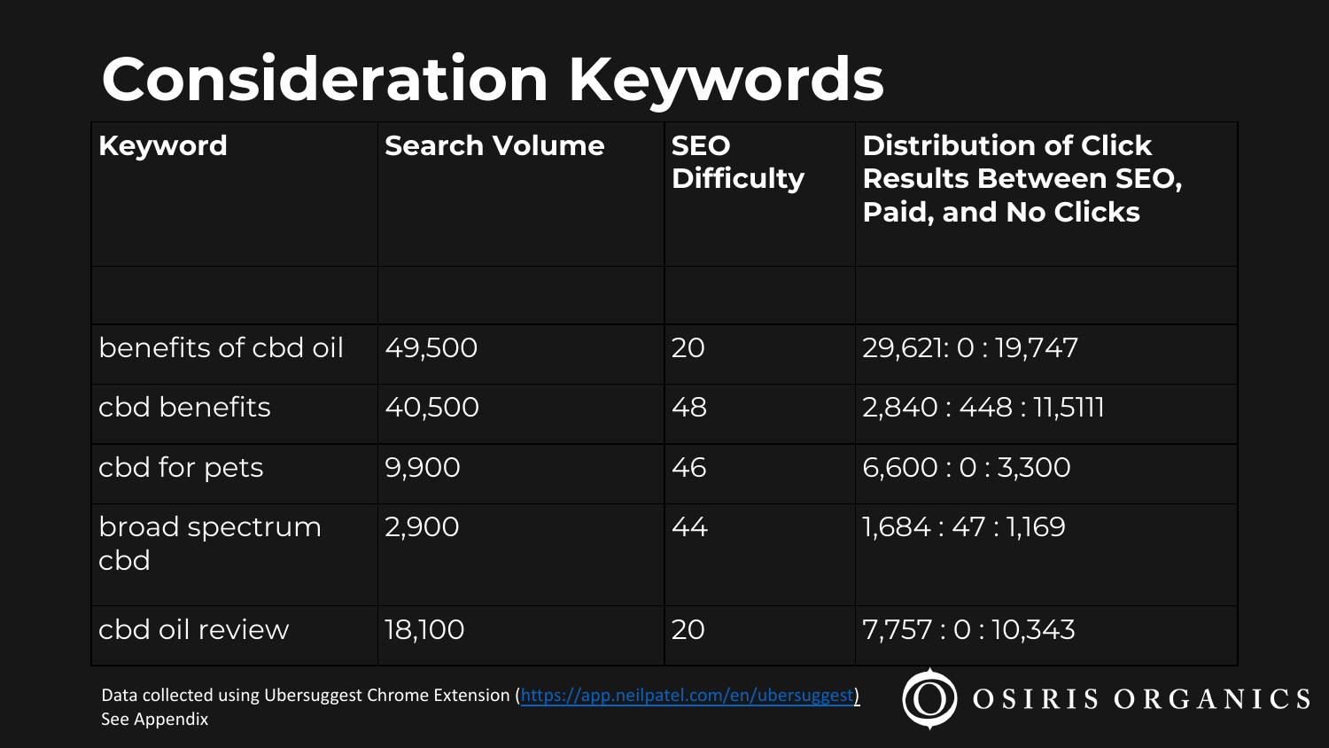# Consideration Keywords

| Keyword | Search Volume | SEO Difficulty | Distribution of Click Results Between SEO, Paid, and No Clicks |
|---|---|---|---|
| | | | |
| benefits of cbd oil | 49,500 | 20 | 29,621: 0 : 19,747 |
| cbd benefits | 40,500 | 48 | 2,840 : 448 : 11,5111 |
| cbd for pets | 9,900 | 46 | 6,600 : 0 : 3,300 |
| broad spectrum cbd | 2,900 | 44 | 1,684 : 47 : 1,169 |
| cbd oil review | 18,100 | 20 | 7,757 : 0 : 10,343 |

Data collected using Ubersuggest Chrome Extension (https://app.neilpatel.com/en/ubersuggest)
See Appendix

OSIRIS ORGANICS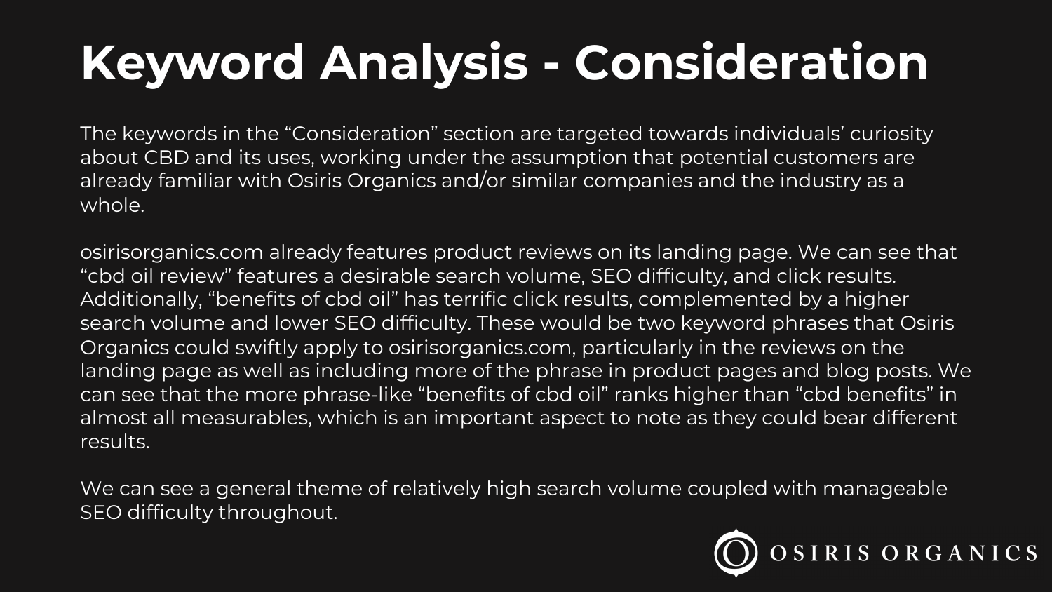# Keyword Analysis - Consideration

The keywords in the "Consideration" section are targeted towards individuals' curiosity about CBD and its uses, working under the assumption that potential customers are already familiar with Osiris Organics and/or similar companies and the industry as a whole.

osirisorganics.com already features product reviews on its landing page. We can see that "cbd oil review" features a desirable search volume, SEO difficulty, and click results. Additionally, "benefits of cbd oil" has terrific click results, complemented by a higher search volume and lower SEO difficulty. These would be two keyword phrases that Osiris Organics could swiftly apply to osirisorganics.com, particularly in the reviews on the landing page as well as including more of the phrase in product pages and blog posts. We can see that the more phrase-like "benefits of cbd oil" ranks higher than "cbd benefits" in almost all measurables, which is an important aspect to note as they could bear different results.

We can see a general theme of relatively high search volume coupled with manageable SEO difficulty throughout.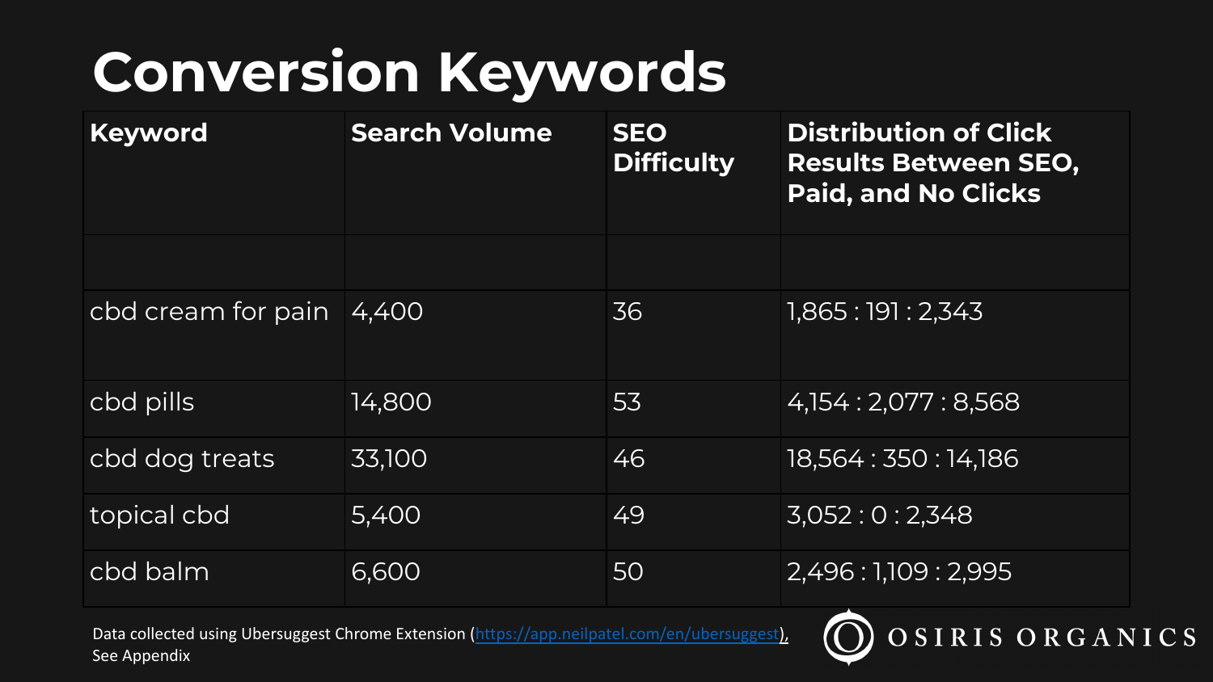# Conversion Keywords

| Keyword | Search Volume | SEO Difficulty | Distribution of Click Results Between SEO, Paid, and No Clicks |
|---|---|---|---|
| | | | |
| cbd cream for pain | 4,400 | 36 | 1,865 : 191 : 2,343 |
| cbd pills | 14,800 | 53 | 4,154 : 2,077 : 8,568 |
| cbd dog treats | 33,100 | 46 | 18,564 : 350 : 14,186 |
| topical cbd | 5,400 | 49 | 3,052 : 0 : 2,348 |
| cbd balm | 6,600 | 50 | 2,496 : 1,109 : 2,995 |

Data collected using Ubersuggest Chrome Extension (https://app.neilpatel.com/en/ubersuggest), See Appendix

OSIRIS ORGANICS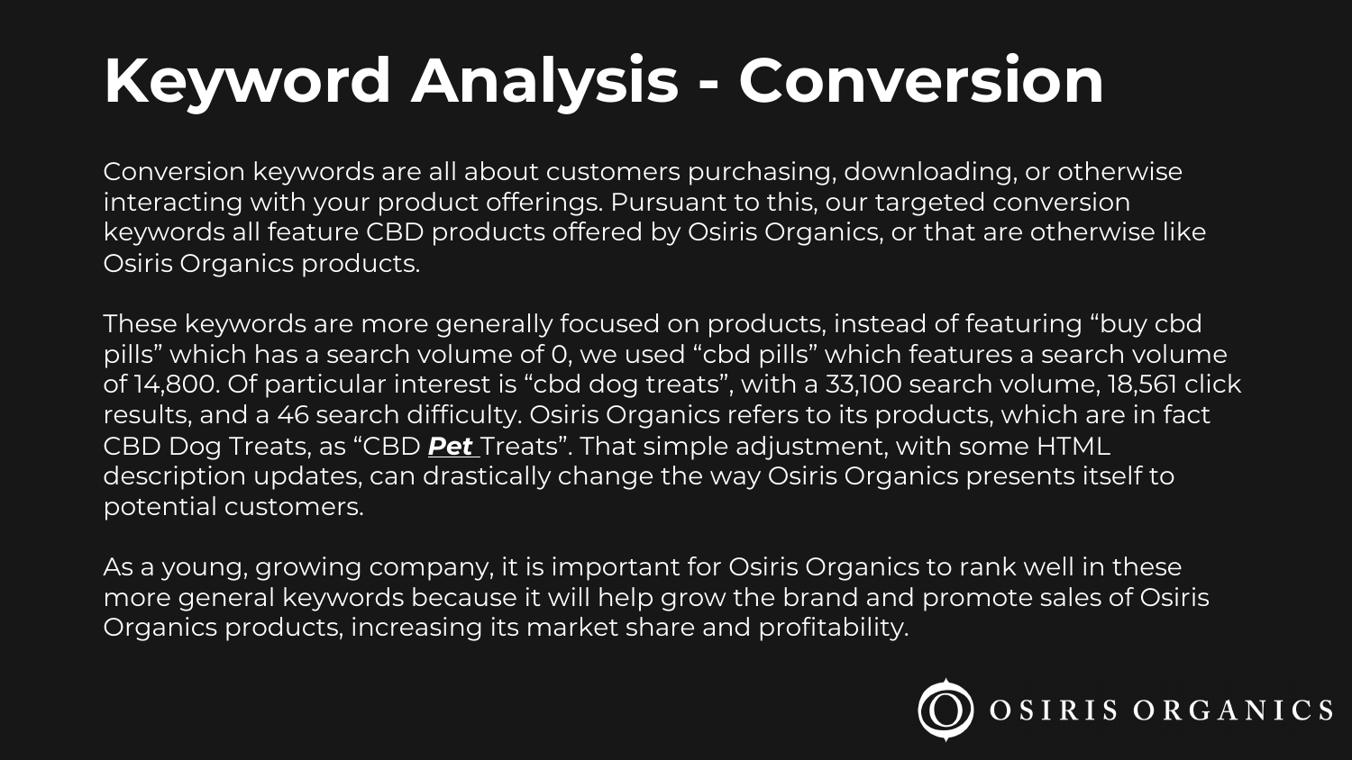# Keyword Analysis - Conversion

Conversion keywords are all about customers purchasing, downloading, or otherwise interacting with your product offerings. Pursuant to this, our targeted conversion keywords all feature CBD products offered by Osiris Organics, or that are otherwise like Osiris Organics products.

These keywords are more generally focused on products, instead of featuring "buy cbd pills" which has a search volume of 0, we used "cbd pills" which features a search volume of 14,800. Of particular interest is "cbd dog treats", with a 33,100 search volume, 18,561 click results, and a 46 search difficulty. Osiris Organics refers to its products, which are in fact CBD Dog Treats, as "CBD ***<u>Pet</u>*** Treats". That simple adjustment, with some HTML description updates, can drastically change the way Osiris Organics presents itself to potential customers.

As a young, growing company, it is important for Osiris Organics to rank well in these more general keywords because it will help grow the brand and promote sales of Osiris Organics products, increasing its market share and profitability.

OSIRIS ORGANICS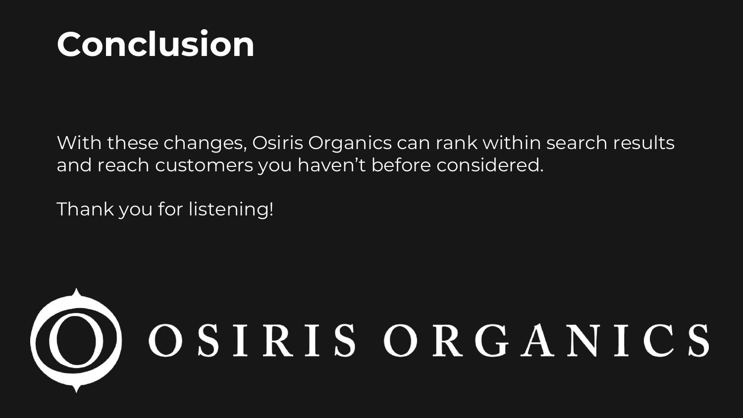# Conclusion

With these changes, Osiris Organics can rank within search results and reach customers you haven't before considered.

Thank you for listening!

OSIRIS ORGANICS